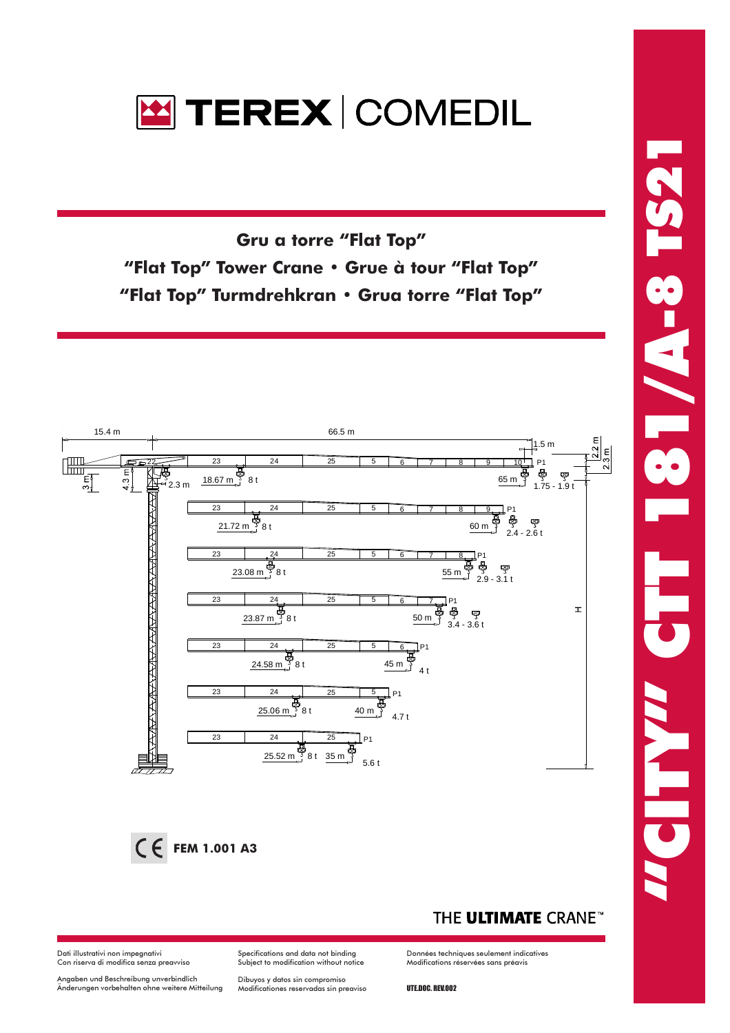# TEREX | COMEDIL

## Gru a torre "Flat Top"

## "Flat Top" Tower Crane • Grue à tour "Flat Top"

## "Flat Top" Turmdrehkran • Grua torre "Flat Top"

15.4 m — 66.5 m

| Jib length | Max load radius | Max load | Tip load |
|---|---|---|---|
| 65 m | 18.67 m | 8 t | 1.75 - 1.9 t |
| 60 m | 21.72 m | 8 t | 2.4 - 2.6 t |
| 55 m | 23.08 m | 8 t | 2.9 - 3.1 t |
| 50 m | 23.87 m | 8 t | 3.4 - 3.6 t |
| 45 m | 24.58 m | 8 t | 4 t |
| 40 m | 25.06 m | 8 t | 4.7 t |
| 35 m | 25.52 m | 8 t | 5.6 t |

Dimensions: 1.5 m, 2.2 m, 2.3 m, 3 m, 4.3 m, 2.3 m, H

CE **FEM 1.001 A3**

THE **ULTIMATE** CRANE™

# "CITY" CTT 181/A-8 TS21

Dati illustrativi non impegnativi
Con riserva di modifica senza preavviso

Specifications and data not binding
Subject to modification without notice

Données techniques seulement indicatives
Modifications réservées sans préavis

Angaben und Beschreibung unverbindlich
Änderungen vorbehalten ohne weitere Mitteilung

Dibuyos y datos sin compromiso
Modificationes reservadas sin preaviso

UTE.DOC. REV.002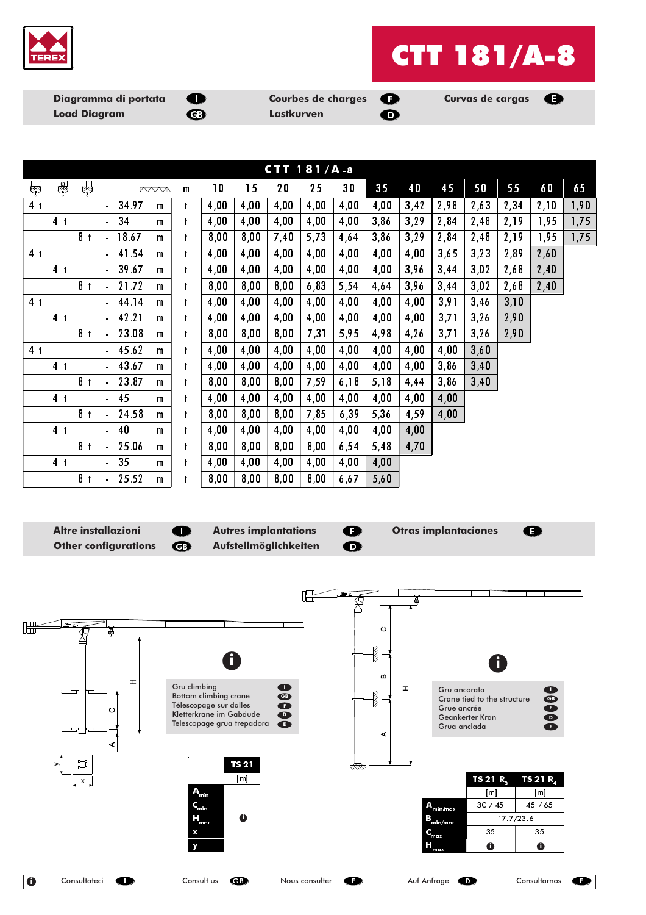# CTT 181/A-8

**Diagramma di portata** (I) — **Load Diagram** (GB) — **Courbes de charges** (F) — **Lastkurven** (D) — **Curvas de cargas** (E)

## CTT 181/A-8

| | | | | m | 10 | 15 | 20 | 25 | 30 | 35 | 40 | 45 | 50 | 55 | 60 | 65 |
|---|---|---|---|---|---|---|---|---|---|---|---|---|---|---|---|---|
| 4 t | | | - 34.97 m | t | 4,00 | 4,00 | 4,00 | 4,00 | 4,00 | 4,00 | 3,42 | 2,98 | 2,63 | 2,34 | 2,10 | 1,90 |
| | 4 t | | - 34 m | t | 4,00 | 4,00 | 4,00 | 4,00 | 4,00 | 3,86 | 3,29 | 2,84 | 2,48 | 2,19 | 1,95 | 1,75 |
| | | 8 t | - 18.67 m | t | 8,00 | 8,00 | 7,40 | 5,73 | 4,64 | 3,86 | 3,29 | 2,84 | 2,48 | 2,19 | 1,95 | 1,75 |
| 4 t | | | - 41.54 m | t | 4,00 | 4,00 | 4,00 | 4,00 | 4,00 | 4,00 | 4,00 | 3,65 | 3,23 | 2,89 | 2,60 | |
| | 4 t | | - 39.67 m | t | 4,00 | 4,00 | 4,00 | 4,00 | 4,00 | 4,00 | 3,96 | 3,44 | 3,02 | 2,68 | 2,40 | |
| | | 8 t | - 21.72 m | t | 8,00 | 8,00 | 8,00 | 6,83 | 5,54 | 4,64 | 3,96 | 3,44 | 3,02 | 2,68 | 2,40 | |
| 4 t | | | - 44.14 m | t | 4,00 | 4,00 | 4,00 | 4,00 | 4,00 | 4,00 | 4,00 | 3,91 | 3,46 | 3,10 | | |
| | 4 t | | - 42.21 m | t | 4,00 | 4,00 | 4,00 | 4,00 | 4,00 | 4,00 | 4,00 | 3,71 | 3,26 | 2,90 | | |
| | | 8 t | - 23.08 m | t | 8,00 | 8,00 | 8,00 | 7,31 | 5,95 | 4,98 | 4,26 | 3,71 | 3,26 | 2,90 | | |
| 4 t | | | - 45.62 m | t | 4,00 | 4,00 | 4,00 | 4,00 | 4,00 | 4,00 | 4,00 | 4,00 | 3,60 | | | |
| | 4 t | | - 43.67 m | t | 4,00 | 4,00 | 4,00 | 4,00 | 4,00 | 4,00 | 4,00 | 3,86 | 3,40 | | | |
| | | 8 t | - 23.87 m | t | 8,00 | 8,00 | 8,00 | 7,59 | 6,18 | 5,18 | 4,44 | 3,86 | 3,40 | | | |
| | 4 t | | - 45 m | t | 4,00 | 4,00 | 4,00 | 4,00 | 4,00 | 4,00 | 4,00 | 4,00 | | | | |
| | | 8 t | - 24.58 m | t | 8,00 | 8,00 | 8,00 | 7,85 | 6,39 | 5,36 | 4,59 | 4,00 | | | | |
| | 4 t | | - 40 m | t | 4,00 | 4,00 | 4,00 | 4,00 | 4,00 | 4,00 | 4,00 | | | | | |
| | | 8 t | - 25.06 m | t | 8,00 | 8,00 | 8,00 | 8,00 | 6,54 | 5,48 | 4,70 | | | | | |
| | 4 t | | - 35 m | t | 4,00 | 4,00 | 4,00 | 4,00 | 4,00 | 4,00 | | | | | | |
| | | 8 t | - 25.52 m | t | 8,00 | 8,00 | 8,00 | 8,00 | 6,67 | 5,60 | | | | | | |

**Altre installazioni** (I) — **Other configurations** (GB) — **Autres implantations** (F) — **Aufstellmöglichkeiten** (D) — **Otras implantaciones** (E)

Gru climbing (I)
Bottom climbing crane (GB)
Télescopage sur dalles (F)
Kletterkrane im Gebäude (D)
Telescopage grua trepadora (E)

| | TS 21 |
|---|---|
| | [m] |
| $A_{min}$ | i |
| $C_{min}$ | i |
| $H_{max}$ | i |
| x | i |
| y | i |

Gru ancorata (I)
Crane tied to the structure (GB)
Grue ancrée (F)
Geankerter Kran (D)
Grua anclada (E)

| | TS 21 $R_3$ | TS 21 $R_4$ |
|---|---|---|
| | [m] | [m] |
| $A_{min/max}$ | 30 / 45 | 45 / 65 |
| $B_{min/max}$ | 17.7/23.6 | |
| $C_{max}$ | 35 | 35 |
| $H_{max}$ | i | i |

i — Consultateci (I) — Consult us (GB) — Nous consulter (F) — Auf Anfrage (D) — Consultarnos (E)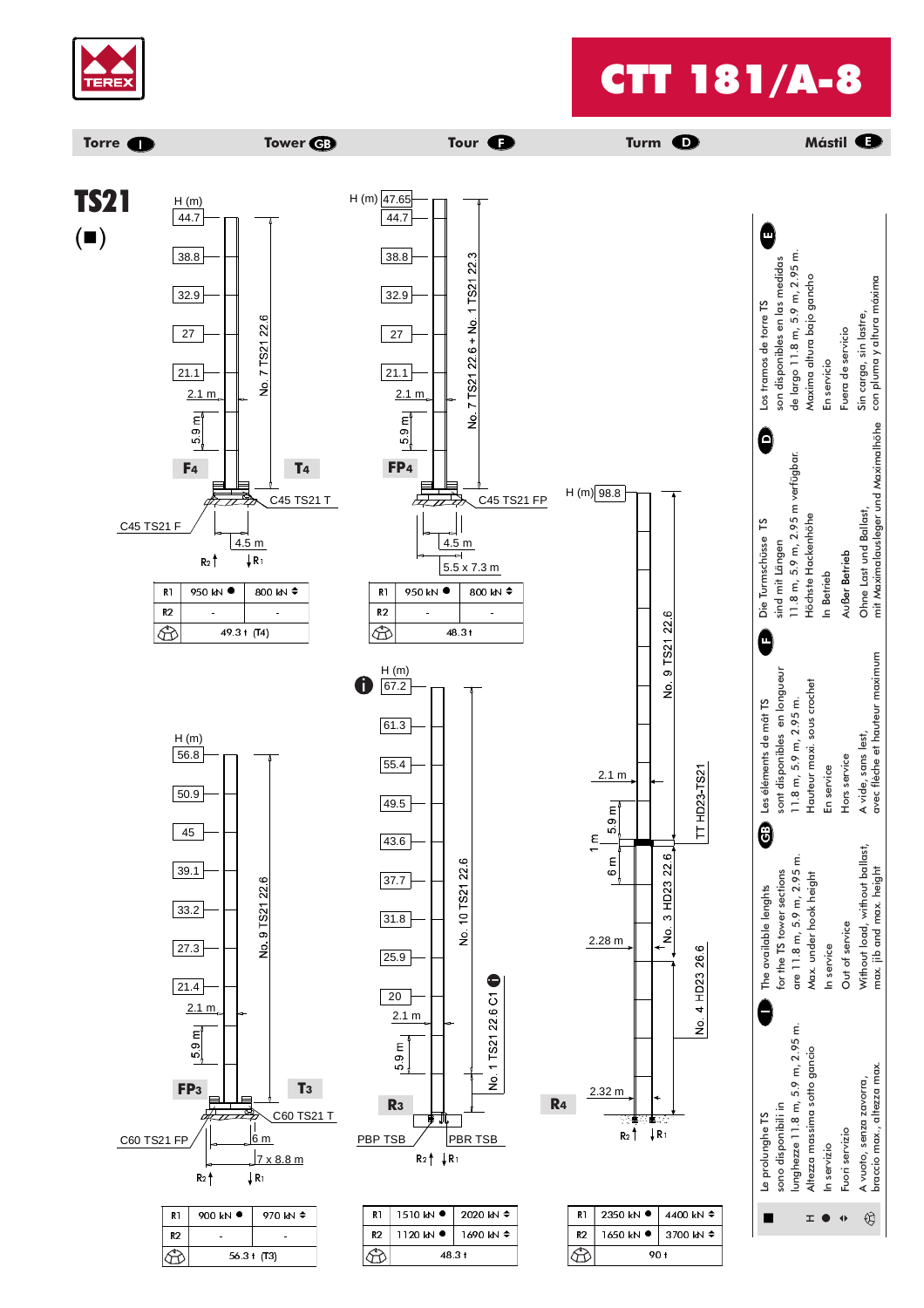# CTT 181/A-8

Torre (I) | Tower (GB) | Tour (F) | Turm (D) | Mástil (E)

## TS21 (■)

### F4 / T4

H (m): 44.7 – 38.8 – 32.9 – 27 – 21.1

2.1 m – 5.9 m – No. 7 TS21 22.6

C45 TS21 T – C45 TS21 F – 4.5 m

| | | |
|---|---|---|
| R1 | 950 kN ● | 800 kN ⇕ |
| R2 | - | - |
| ⚖ | 49.3 t (T4) | |

### FP4

H (m): 47.65 – 44.7 – 38.8 – 32.9 – 27 – 21.1

2.1 m – 5.9 m – No. 7 TS21 22.6 + No. 1 TS21 22.3

C45 TS21 FP – 4.5 m – 5.5 x 7.3 m

| | | |
|---|---|---|
| R1 | 950 kN ● | 800 kN ⇕ |
| R2 | - | - |
| ⚖ | 48.3 t | |

### FP3 / T3

H (m): 56.8 – 50.9 – 45 – 39.1 – 33.2 – 27.3 – 21.4

2.1 m – 5.9 m – No. 9 TS21 22.6

C60 TS21 T – C60 TS21 FP – 6 m – 7 x 8.8 m

| | | |
|---|---|---|
| R1 | 900 kN ● | 970 kN ⇕ |
| R2 | - | - |
| ⚖ | 56.3 t (T3) | |

### R3

(i) H (m): 67.2 – 61.3 – 55.4 – 49.5 – 43.6 – 37.7 – 31.8 – 25.9 – 20

2.1 m – 5.9 m – No. 10 TS21 22.6 – No. 1 TS21 22.6 C1 (I)

PBP TSB – PBR TSB

| | | |
|---|---|---|
| R1 | 1510 kN ● | 2020 kN ⇕ |
| R2 | 1120 kN ● | 1690 kN ⇕ |
| ⚖ | 48.3 t | |

### R4

H (m): 98.8

2.1 m – 5.9 m – 1 m – 6 m – 2.28 m – 2.32 m

No. 9 TS21 22.6 – TT HD23-TS21 – No. 3 HD23 22.6 – No. 4 HD23 26.6

| | | |
|---|---|---|
| R1 | 2350 kN ● | 4400 kN ⇕ |
| R2 | 1650 kN ● | 3700 kN ⇕ |
| ⚖ | 90 t | |

| | (I) | (GB) | (F) | (D) | (E) |
|---|---|---|---|---|---|
| ■ | Le prolunghe TS sono disponibili in lunghezze 11.8 m, 5.9 m, 2.95 m. | The available lenghts for the TS tower sections are 11.8 m, 5.9 m, 2.95 m. | Les éléments de mât TS sont disponibles en longueur 11.8 m, 5.9 m, 2.95 m. | Die Turmschüsse TS sind mit Längen 11.8 m, 5.9 m, 2.95 m verfügbar. | Los tramos de torre TS son disponibles en las medidas de largo 11.8 m, 5.9 m, 2.95 m. |
| H | Altezza massima sotto gancio | Max. under hook height | Hauteur maxi. sous crochet | Höchste Hackenhöhe | Máxima altura bajo gancho |
| ● | In servizio | In service | En service | In Betrieb | En servicio |
| ⇕ | Fuori servizio | Out of service | Hors service | Außer Betrieb | Fuera de servicio |
| ⚖ | A vuoto, senza zavorra, braccio max., altezza max. | Without load, without ballast, max. jib and max. height | A vide, sans lest, avec flèche et hauteur maximum | Ohne Last und Ballast, mit Maximalausleger und Maximalhöhe | Sin carga, sin lastre, con pluma y altura máxima |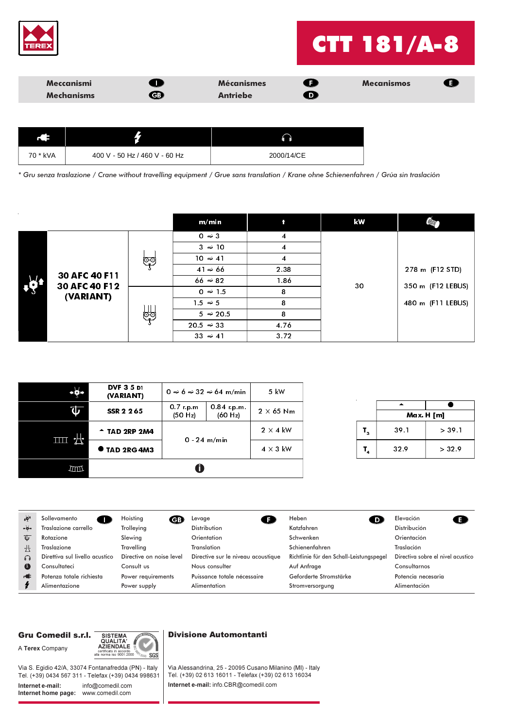# CTT 181/A-8

| Meccanismi (I) / Mechanisms (GB) | Mécanismes (F) / Antriebe (D) | Mecanismos (E) |
|---|---|---|

| Power requirements | Power supply | Directive on noise level |
|---|---|---|
| 70 * kVA | 400 V - 50 Hz / 460 V - 60 Hz | 2000/14/CE |

* *Gru senza traslazione / Crane without travelling equipment / Grue sans translation / Krane ohne Schienenfahren / Grúa sin traslación*

| | | | m/min | t | kW | |
|---|---|---|---|---|---|---|
| Hoisting | 30 AFC 40 F11<br>30 AFC 40 F12<br>(VARIANT) | 2 falls | 0 ⇒ 3 | 4 | 30 | 278 m (F12 STD)<br>350 m (F12 LEBUS)<br>480 m (F11 LEBUS) |
| | | | 3 ⇒ 10 | 4 | | |
| | | | 10 ⇒ 41 | 4 | | |
| | | | 41 ⇒ 66 | 2.38 | | |
| | | | 66 ⇒ 82 | 1.86 | | |
| | | 4 falls | 0 ⇒ 1.5 | 8 | | |
| | | | 1.5 ⇒ 5 | 8 | | |
| | | | 5 ⇒ 20.5 | 8 | | |
| | | | 20.5 ⇒ 33 | 4.76 | | |
| | | | 33 ⇒ 41 | 3.72 | | |

| | | | | |
|---|---|---|---|---|
| Trolleying | DVF 3 5 D1 (VARIANT) | 0 ⇒ 6 ⇒ 32 ⇒ 64 m/min | | 5 kW |
| Slewing | SSR 2 265 | 0.7 r.p.m (50 Hz) | 0.84 r.p.m. (60 Hz) | 2 × 65 Nm |
| Travelling | ▲ TAD 2RP 2M4 | 0 - 24 m/min | | 2 × 4 kW |
| | ● TAD 2RG 4M3 | | | 4 × 3 kW |
| Travelling | Consult us | | | |

| | ▲ | ● |
|---|---|---|
| | Max. H [m] | |
| $T_3$ | 39.1 | > 39.1 |
| $T_4$ | 32.9 | > 32.9 |

| I | GB | F | D | E |
|---|---|---|---|---|
| Sollevamento | Hoisting | Levage | Heben | Elevación |
| Traslazione carrello | Trolleying | Distribution | Katzfahren | Distribución |
| Rotazione | Slewing | Orientation | Schwenken | Orientación |
| Traslazione | Travelling | Translation | Schienenfahren | Traslación |
| Direttiva sul livello acustico | Directive on noise level | Directive sur le niveau acoustique | Richtlinie für den Schall-Leistungspegel | Directiva sobre el nivel acustico |
| Consultateci | Consult us | Nous consulter | Auf Anfrage | Consultarnos |
| Potenza totale richiesta | Power requirements | Puissance totale nécessaire | Geforderte Stromstärke | Potencia necesaria |
| Alimentazione | Power supply | Alimentation | Stromversorgung | Alimentación |

**Gru Comedil s.r.l.**
A **Terex** Company

SISTEMA QUALITA' AZIENDALE certificato in accordo alla norma iso 9001:2000

Via S. Egidio 42/A, 33074 Fontanafredda (PN) - Italy
Tel. (+39) 0434 567 311 - Telefax (+39) 0434 998631
**Internet e-mail:** info@comedil.com
**Internet home page:** www.comedil.com

**Divisione Automontanti**

Via Alessandrina, 25 - 20095 Cusano Milanino (MI) - Italy
Tel. (+39) 02 613 16011 - Telefax (+39) 02 613 16034
**Internet e-mail:** info.CBR@comedil.com